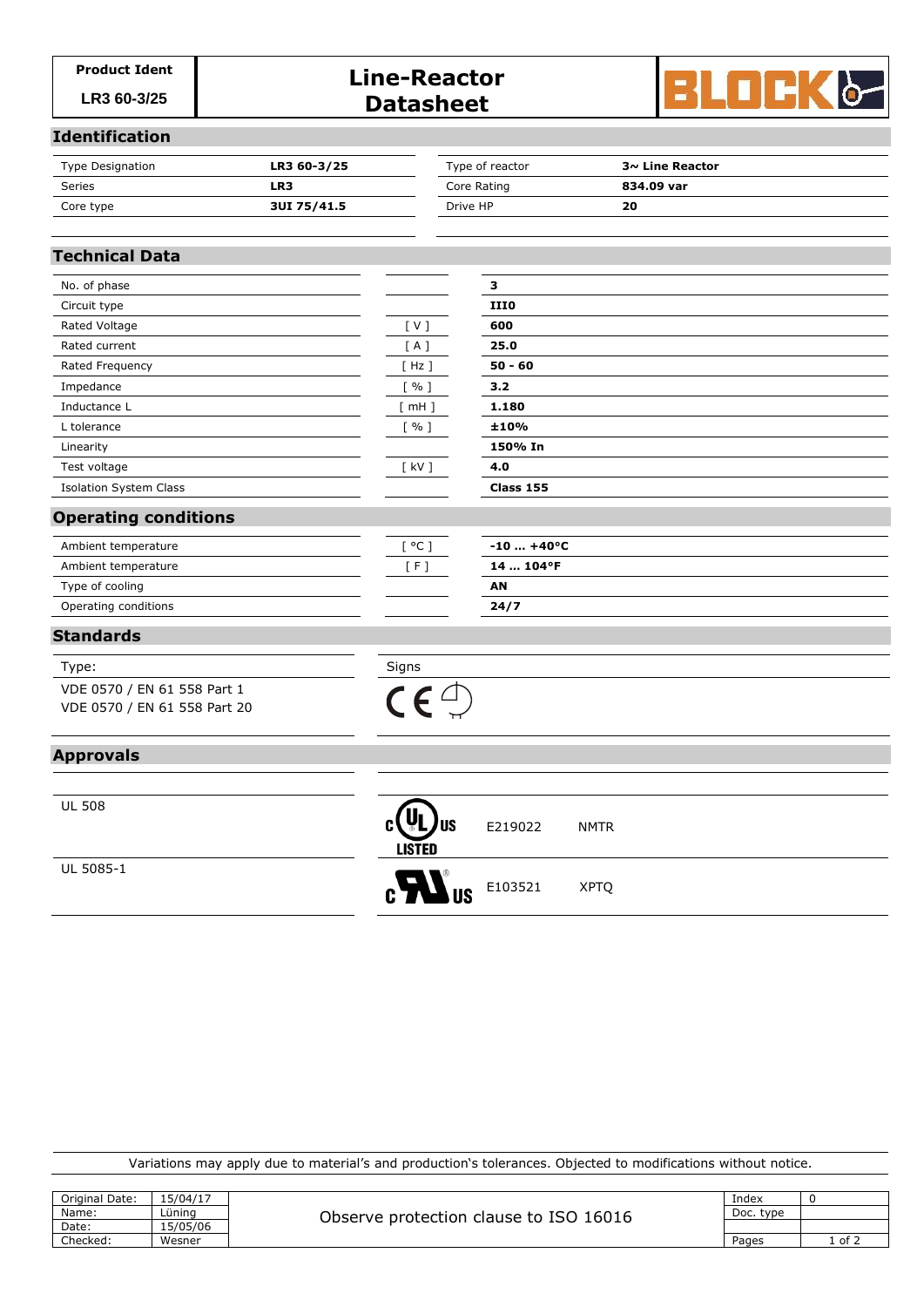| Product Ident | Line-Reactor Datasheet |
|---|---|
| LR3 60-3/25 | |

## Identification

| | | | |
|---|---|---|---|
| Type Designation | **LR3 60-3/25** | Type of reactor | **3~ Line Reactor** |
| Series | **LR3** | Core Rating | **834.09 var** |
| Core type | **3UI 75/41.5** | Drive HP | **20** |

## Technical Data

| | | |
|---|---|---|
| No. of phase | | **3** |
| Circuit type | | **III0** |
| Rated Voltage | [ V ] | **600** |
| Rated current | [ A ] | **25.0** |
| Rated Frequency | [ Hz ] | **50 - 60** |
| Impedance | [ % ] | **3.2** |
| Inductance L | [ mH ] | **1.180** |
| L tolerance | [ % ] | **±10%** |
| Linearity | | **150% In** |
| Test voltage | [ kV ] | **4.0** |
| Isolation System Class | | **Class 155** |

## Operating conditions

| | | |
|---|---|---|
| Ambient temperature | [ °C ] | **-10 … +40°C** |
| Ambient temperature | [ F ] | **14 … 104°F** |
| Type of cooling | | **AN** |
| Operating conditions | | **24/7** |

## Standards

| Type: | Signs |
|---|---|
| VDE 0570 / EN 61 558 Part 1<br>VDE 0570 / EN 61 558 Part 20 | CE |

## Approvals

| | | | |
|---|---|---|---|
| UL 508 | c UL us LISTED | E219022 | NMTR |
| UL 5085-1 | c RU us | E103521 | XPTQ |

Variations may apply due to material's and production's tolerances. Objected to modifications without notice.

| | | | | |
|---|---|---|---|---|
| Original Date: | 15/04/17 | Observe protection clause to ISO 16016 | Index | 0 |
| Name: | Lüning | | Doc. type | |
| Date: | 15/05/06 | | | |
| Checked: | Wesner | | Pages | 1 of 2 |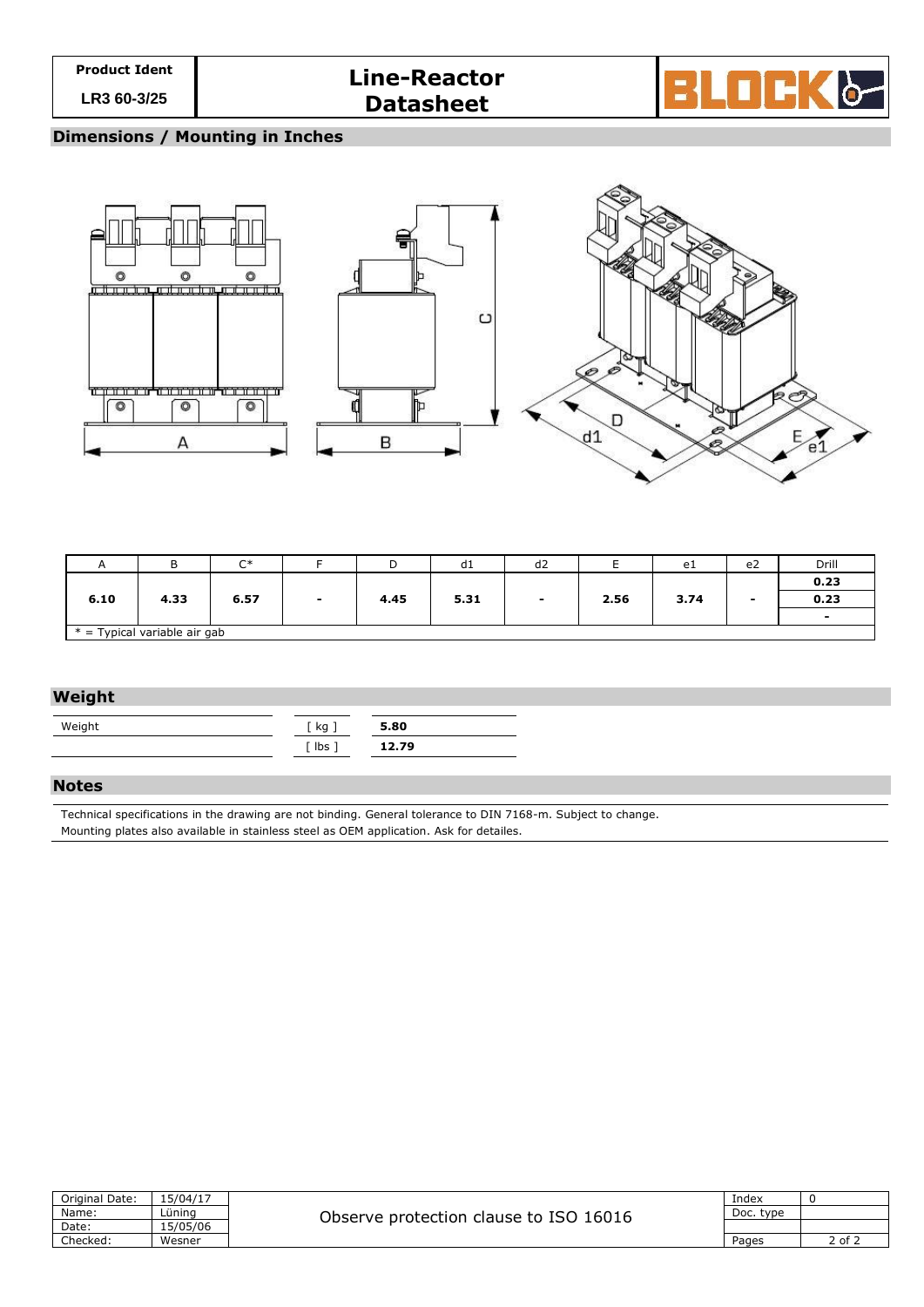| Product Ident | Line-Reactor Datasheet |
|---|---|
| LR3 60-3/25 | |

## Dimensions / Mounting in Inches

A

B

C

D

d1

E

e1

| A | B | C* | F | D | d1 | d2 | E | e1 | e2 | Drill |
|---|---|---|---|---|---|---|---|---|---|---|
| 6.10 | 4.33 | 6.57 | - | 4.45 | 5.31 | - | 2.56 | 3.74 | - | 0.23 |
| | | | | | | | | | | 0.23 |
| | | | | | | | | | | - |
| * = Typical variable air gab | | | | | | | | | | |

## Weight

| | | |
|---|---|---|
| Weight | [ kg ] | 5.80 |
| | [ lbs ] | 12.79 |

## Notes

Technical specifications in the drawing are not binding. General tolerance to DIN 7168-m. Subject to change.
Mounting plates also available in stainless steel as OEM application. Ask for detailes.

| | | | | |
|---|---|---|---|---|
| Original Date: | 15/04/17 | Observe protection clause to ISO 16016 | Index | 0 |
| Name: | Lüning | | Doc. type | |
| Date: | 15/05/06 | | | |
| Checked: | Wesner | | | |